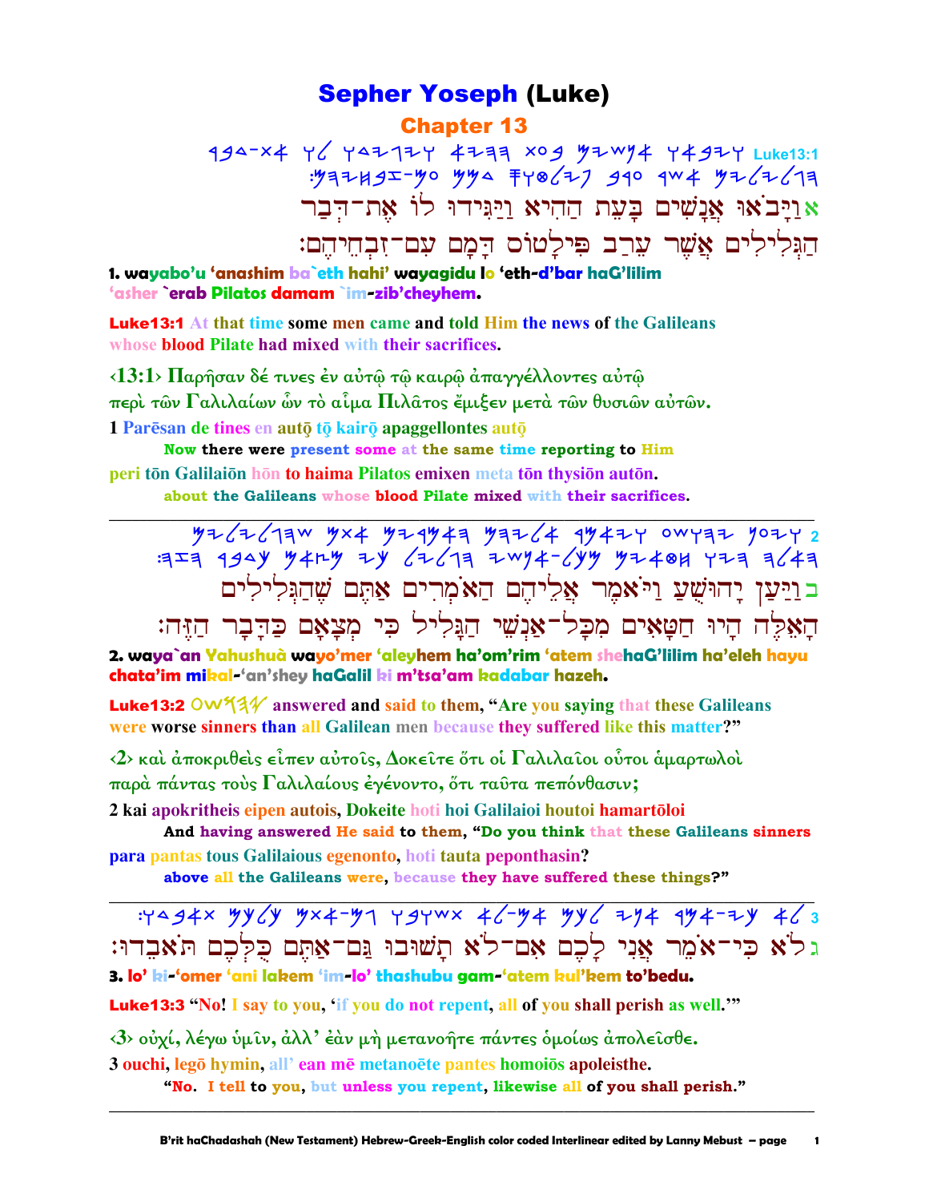# Sepher Yoseph (Luke)

## Chapter 13

Luke13:1 

אוַיָּבֹאוּ אֲנָשִׁים בָּעֵת הַהִיא וַיַּגִּידוּ לוֹ אֶת־דְּבַר הַגְּלִילִים אֲשֶׁר עֵרַב פִּילָטוֹס דָּמָם עִם־זִבְחֵיהֶם׃

**1. wayabo'u 'anashim ba`eth hahi' wayagidu lo 'eth-d'bar haG'lilim 'asher `erab Pilatos damam `im-zib'cheyhem.**

**Luke13:1** At that time some men came and told Him the news of the Galileans whose blood Pilate had mixed with their sacrifices.

‹13:1› Παρῆσαν δέ τινες ἐν αὐτῷ τῷ καιρῷ ἀπαγγέλλοντες αὐτῷ περὶ τῶν Γαλιλαίων ὧν τὸ αἷμα Πιλᾶτος ἔμιξεν μετὰ τῶν θυσιῶν αὐτῶν.

1 Parēsan de tines en autō tō kairō apaggellontes autō
**Now there were present some at the same time reporting to Him**

peri tōn Galilaiōn hōn to haima Pilatos emixen meta tōn thysiōn autōn.
**about the Galileans whose blood Pilate mixed with their sacrifices.**

---

2 

בוַיַּעַן יָהוּשֻׁעַ וַיֹּאמֶר אֲלֵיהֶם הַאֹמְרִים אַתֶּם שֶׁהַגְּלִילִים הָאֵלֶּה הָיוּ חַטָּאִים מִכָּל־אַנְשֵׁי הַגָּלִיל כִּי מְצָאָם כַּדָּבָר הַזֶּה׃

**2. waya`an Yahushua wayo'mer 'aleyhem ha'om'rim 'atem shehaG'lilim ha'eleh hayu chata'im mikal-'an'shey haGalil ki m'tsa'am kadabar hazeh.**

**Luke13:2** answered and said to them, "Are you saying that these Galileans were worse sinners than all Galilean men because they suffered like this matter?"

‹2› καὶ ἀποκριθεὶς εἶπεν αὐτοῖς, Δοκεῖτε ὅτι οἱ Γαλιλαῖοι οὗτοι ἁμαρτωλοὶ παρὰ πάντας τοὺς Γαλιλαίους ἐγένοντο, ὅτι ταῦτα πεπόνθασιν;

2 kai apokritheis eipen autois, Dokeite hoti hoi Galilaioi houtoi hamartōloi
**And having answered He said to them, "Do you think that these Galileans sinners**

para pantas tous Galilaious egenonto, hoti tauta peponthasin?
**above all the Galileans were, because they have suffered these things?"**

---

3 

גלֹא כִּי־אֹמֵר אֲנִי לָכֶם אִם־לֹא תָשׁוּבוּ גַּם־אַתֶּם כֻּלְּכֶם תֹּאבֵדוּ׃

**3. lo' ki-'omer 'ani lakem 'im-lo' thashubu gam-'atem kul'kem to'bedu.**

**Luke13:3** "No! I say to you, 'if you do not repent, all of you shall perish as well.'"

‹3› οὐχί, λέγω ὑμῖν, ἀλλ' ἐὰν μὴ μετανοῆτε πάντες ὁμοίως ἀπολεῖσθε.

3 ouchi, legō hymin, all' ean mē metanoēte pantes homoiōs apoleisthe.
**"No. I tell to you, but unless you repent, likewise all of you shall perish."**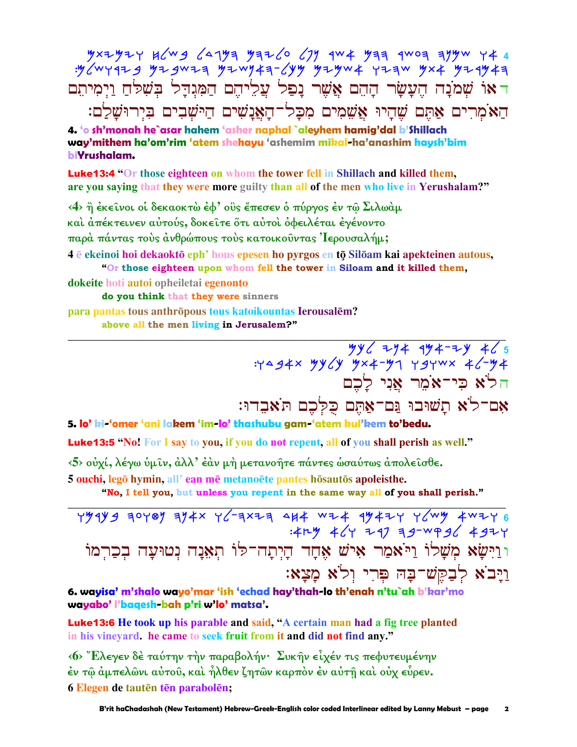ד או שְׁמֹנָה הֶעָשָׂר הָהֵם אֲשֶׁר נָפַל עֲלֵיהֶם הַמִּגְדָּל בְּשִׁלֹּחַ וַיְמִיתֵם הַאֹמְרִים אַתֶּם שֶׁהָיוּ אֲשֵׁמִים מִכָּל־הָאֲנָשִׁים הַיֹּשְׁבִים בִּירוּשָׁלָם׃

**4. 'o sh'monah he`asar hahem 'asher naphal `aleyhem hamig'dal b'Shillach way'mithem ha'om'rim 'atem shehayu 'ashemim mikal-ha'anashim haysh'bim biYrushalam.**

**Luke13:4 "Or those eighteen on whom the tower fell in Shillach and killed them, are you saying that they were more guilty than all of the men who live in Yerushalam?"**

‹4› ἢ ἐκεῖνοι οἱ δεκαοκτὼ ἐφ' οὓς ἔπεσεν ὁ πύργος ἐν τῷ Σιλωὰμ καὶ ἀπέκτεινεν αὐτούς, δοκεῖτε ὅτι αὐτοὶ ὀφειλέται ἐγένοντο παρὰ πάντας τοὺς ἀνθρώπους τοὺς κατοικοῦντας Ἰερουσαλήμ;

**4 ē ekeinoi hoi dekaoktō eph' hous epesen ho pyrgos en tō Silōam kai apekteinen autous,**
**"Or those eighteen upon whom fell the tower in Siloam and it killed them,**
**dokeite hoti autoi opheiletai egenonto**
**do you think that they were sinners**
**para pantas tous anthrōpous tous katoikountas Ierousalēm?**
**above all the men living in Jerusalem?"**

---

ה לֹא כִּי־אֹמֵר אֲנִי לָכֶם אִם־לֹא תָשׁוּבוּ גַּם־אַתֶּם כֻּלְּכֶם תֹּאבֵדוּ׃

**5. lo' ki-'omer 'ani lakem 'im-lo' thashubu gam-'atem kul'kem to'bedu.**

**Luke13:5 "No! For I say to you, if you do not repent, all of you shall perish as well."**

‹5› οὐχί, λέγω ὑμῖν, ἀλλ' ἐὰν μὴ μετανοῆτε πάντες ὡσαύτως ἀπολεῖσθε.

**5 ouchi, legō hymin, all' ean mē metanoēte pantes hōsautōs apoleisthe.**
**"No, I tell you, but unless you repent in the same way all of you shall perish."**

---

ו וַיִּשָּׂא מְשָׁלוֹ וַיֹּאמַר אִישׁ אֶחָד הָיְתָה־לּוֹ תְּאֵנָה נְטוּעָה בְּכַרְמוֹ וַיָּבֹא לְבַקֶּשׁ־בָּהּ פְּרִי וְלֹא מָצָא׃

**6. wayisa' m'shalo wayo'mar 'ish 'echad hay'thah-lo th'enah n'tu`ah b'kar'mo wayabo' l'baqesh-bah p'ri w'lo' matsa'.**

**Luke13:6 He took up his parable and said, "A certain man had a fig tree planted in his vineyard. he came to seek fruit from it and did not find any."**

‹6› Ἔλεγεν δὲ ταύτην τὴν παραβολήν· Συκῆν εἶχέν τις πεφυτευμένην ἐν τῷ ἀμπελῶνι αὐτοῦ, καὶ ἦλθεν ζητῶν καρπὸν ἐν αὐτῇ καὶ οὐχ εὗρεν.

**6 Elegen de tautēn tēn parabolēn;**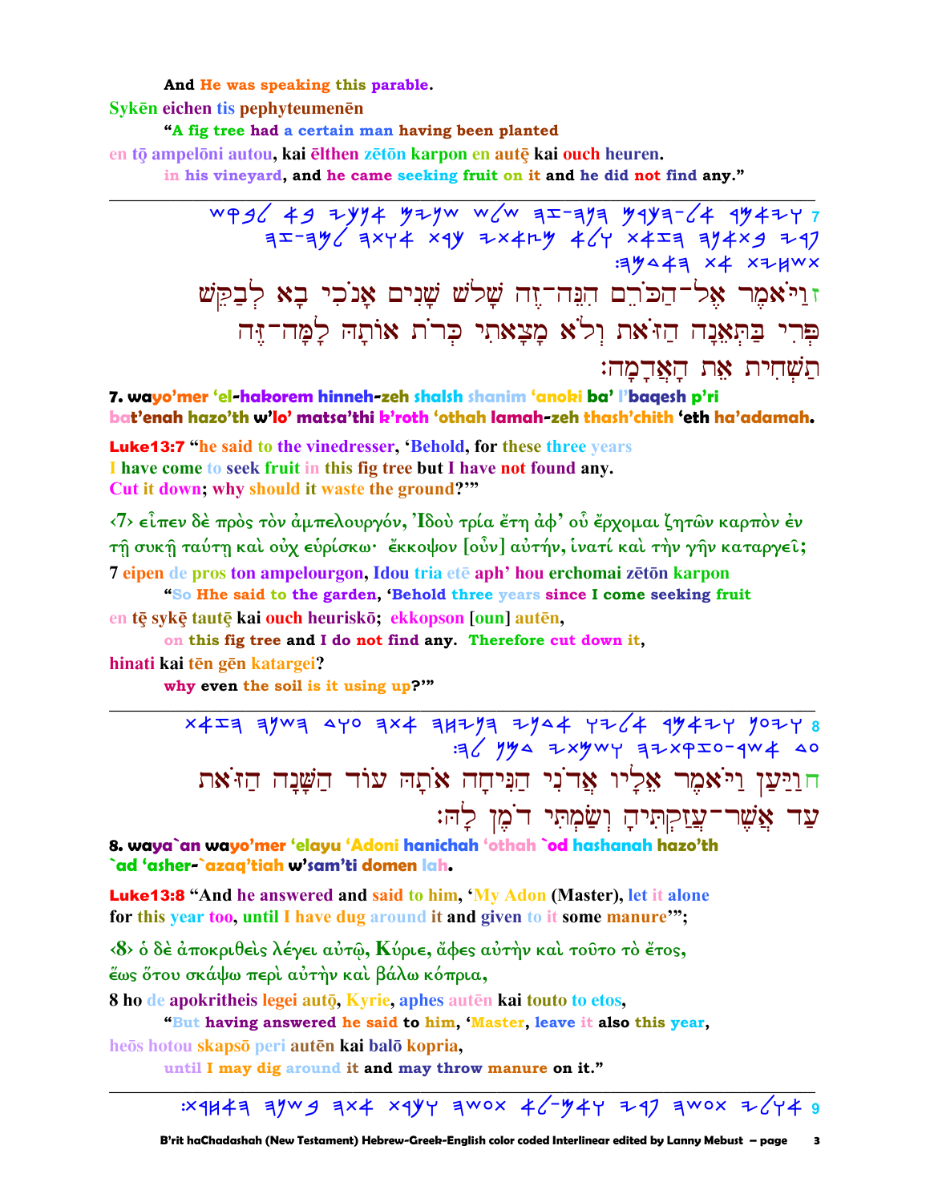And He was speaking this parable.

Sykēn eichen tis pephyteumenēn

"A fig tree had a certain man having been planted

en tō ampelōni autou, kai ēlthen zētōn karpon en autē kai ouch heuren.

in his vineyard, and he came seeking fruit on it and he did not find any."

---

7 ויאמר אל-הכרם הנה-זה שלש שנים אנכי בא לבקש פרי בתאנה הזאת ולא מצאתי כרת אותה למה-זה תשחית את האדמה׃

ז וַיֹּאמֶר אֶל־הַכֹּרֵם הִנֵּה־זֶה שָׁלֹשׁ שָׁנִים אָנֹכִי בָא לְבַקֵּשׁ פְּרִי בַתְּאֵנָה הַזֹּאת וְלֹא מָצָאתִי כְּרֹת אוֹתָהּ לָמָּה־זֶּה תַשְׁחִית אֶת הָאֲדָמָה׃

**7. wayo'mer 'el-hakorem hinneh-zeh shalsh shanim 'anoki ba' l'baqesh p'ri bat'enah hazo'th w'lo' matsa'thi k'roth 'othah lamah-zeh thash'chith 'eth ha'adamah.**

**Luke13:7** "he said to the vinedresser, 'Behold, for these three years I have come to seek fruit in this fig tree but I have not found any. Cut it down; why should it waste the ground?'"

‹7› εἶπεν δὲ πρὸς τὸν ἀμπελουργόν, Ἰδοὺ τρία ἔτη ἀφ' οὗ ἔρχομαι ζητῶν καρπὸν ἐν τῇ συκῇ ταύτῃ καὶ οὐχ εὑρίσκω· ἔκκοψον [οὖν] αὐτήν, ἱνατί καὶ τὴν γῆν καταργεῖ;

7 eipen de pros ton ampelourgon, Idou tria etē aph' hou erchomai zētōn karpon

"So Hhe said to the garden, 'Behold three years since I come seeking fruit

en tē sykē tautē kai ouch heuriskō; ekkopson [oun] autēn,

on this fig tree and I do not find any. Therefore cut down it,

hinati kai tēn gēn katargei?

why even the soil is it using up?'"

---

8 ויען ויאמר אליו אדני הניחה אתה עוד השנה הזאת עד אשר-עזקתיה ושמתי דמן לה׃

ח וַיַּעַן וַיֹּאמֶר אֵלָיו אֲדֹנִי הַנִּיחָה אֹתָהּ עוֹד הַשָּׁנָה הַזֹּאת עַד אֲשֶׁר־עֲזַקְתִּיהָ וְשַׂמְתִּי דֹמֶן לָהּ׃

**8. waya`an wayo'mer 'elayu 'Adoni hanichah 'othah `od hashanah hazo'th `ad 'asher-`azaq'tiah w'sam'ti domen lah.**

**Luke13:8** "And he answered and said to him, 'My Adon (Master), let it alone for this year too, until I have dug around it and given to it some manure'";

‹8› ὁ δὲ ἀποκριθεὶς λέγει αὐτῷ, Κύριε, ἄφες αὐτὴν καὶ τοῦτο τὸ ἔτος, ἕως ὅτου σκάψω περὶ αὐτὴν καὶ βάλω κόπρια,

8 ho de apokritheis legei autō, Kyrie, aphes autēn kai touto to etos,

"But having answered he said to him, 'Master, leave it also this year,

heōs hotou skapsō peri autēn kai balō kopria,

until I may dig around it and may throw manure on it."

---

9 ואלי עשה פרי ואם-לא ונכרת אתה בשנה האחרת׃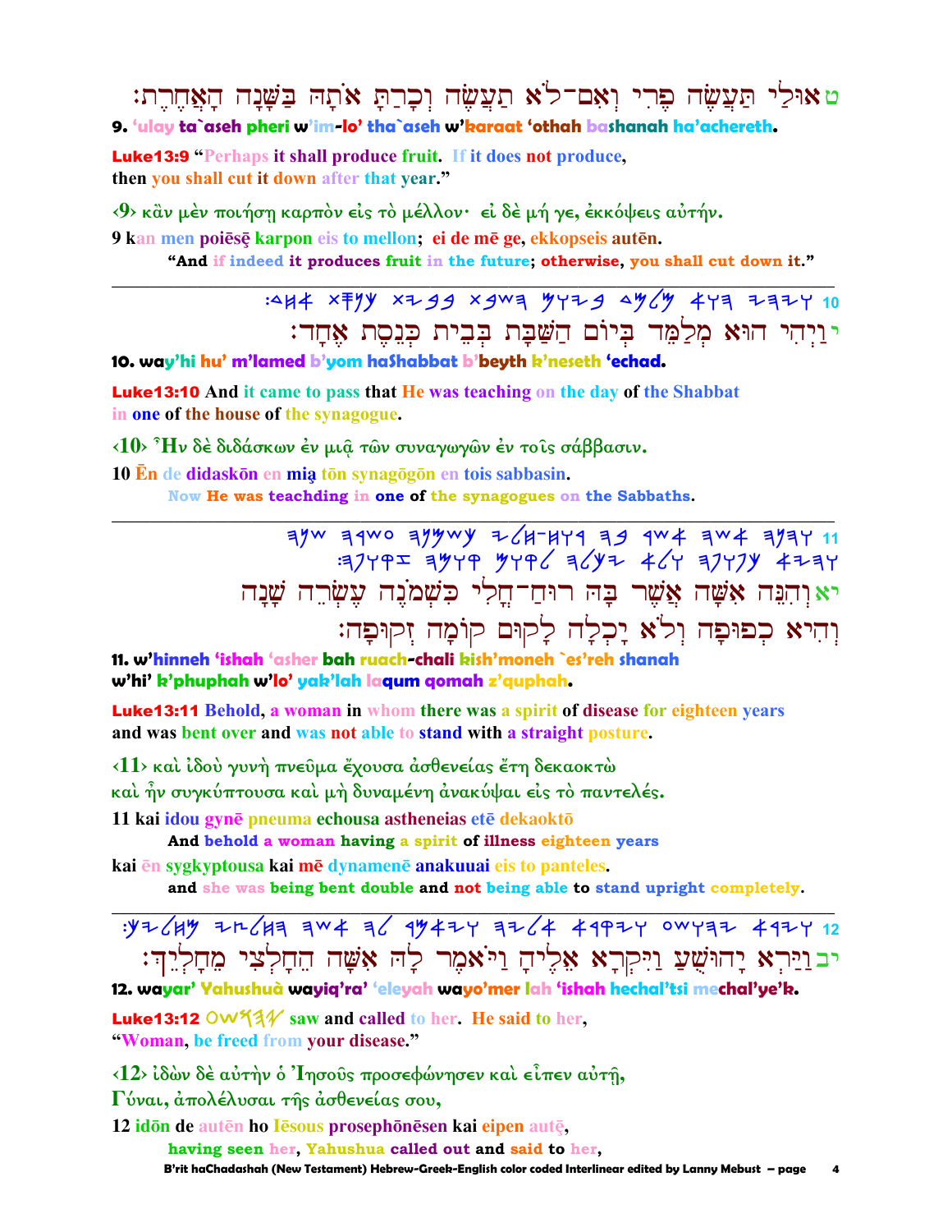ט אוּלַי תַּעֲשֶׂה פֶּרִי וְאִם־לֹא תַעֲשֶׂה וְכָרַתָּ אֹתָהּ בַּשָּׁנָה הָאַחֶרֶת׃

**9.** 'ulay ta`aseh pheri w'im-lo' tha`aseh w'karaat 'othah bashanah ha'achereth.

**Luke13:9** "Perhaps it shall produce fruit. If it does not produce, then you shall cut it down after that year."

‹9› κἂν μὲν ποιήσῃ καρπὸν εἰς τὸ μέλλον· εἰ δὲ μή γε, ἐκκόψεις αὐτήν.

9 kan men poiēsē karpon eis to mellon; ei de mē ge, ekkopseis autēn.

"And if indeed it produces fruit in the future; otherwise, you shall cut down it."

---

10 ויהי הוא מלמד ביום השבת בבית כנסת אחד׃

י וַיְהִי הוּא מְלַמֵּד בְּיוֹם הַשַּׁבָּת בְּבֵית כְּנֶסֶת אֶחָד׃

**10.** way'hi hu' m'lamed b'yom haShabbat b'beyth k'neseth 'echad.

**Luke13:10** And it came to pass that He was teaching on the day of the Shabbat in one of the house of the synagogue.

‹10› Ἦν δὲ διδάσκων ἐν μιᾷ τῶν συναγωγῶν ἐν τοῖς σάββασιν.

10 Ēn de didaskōn en mia tōn synagōgōn en tois sabbasin.

Now He was teachding in one of the synagogues on the Sabbaths.

---

11 והנה אשה אשר בה רוח־חלי כשמנה עשרה שנה והיא כפופה ולא יכלה לקום קומה זקופה׃

יא וְהִנֵּה אִשָּׁה אֲשֶׁר בָּהּ רוּחַ־חֳלִי כִּשְׁמֹנֶה עֶשְׂרֵה שָׁנָה וְהִיא כְפוּפָה וְלֹא יָכְלָה לָקוּם קוֹמָה זְקוּפָה׃

**11.** w'hinneh 'ishah 'asher bah ruach-chali kish'moneh `es'reh shanah w'hi' k'phuphah w'lo' yak'lah laqum qomah z'quphah.

**Luke13:11** Behold, a woman in whom there was a spirit of disease for eighteen years and was bent over and was not able to stand with a straight posture.

‹11› καὶ ἰδοὺ γυνὴ πνεῦμα ἔχουσα ἀσθενείας ἔτη δεκαοκτὼ καὶ ἦν συγκύπτουσα καὶ μὴ δυναμένη ἀνακύψαι εἰς τὸ παντελές.

11 kai idou gynē pneuma echousa astheneias etē dekaoktō

And behold a woman having a spirit of illness eighteen years

kai ēn sygkyptousa kai mē dynamenē anakuuai eis to panteles.

and she was being bent double and not being able to stand upright completely.

---

12 וירא יהושע ויקרא אליה ויאמר לה אשה החלצי מחליך׃

יב וַיַּרְא יָהוּשֻׁעַ וַיִּקְרָא אֵלֶיהָ וַיֹּאמֶר לָהּ אִשָּׁה הֵחָלְצִי מֵחָלְיֵךְ׃

**12.** wayar' Yahushua wayiq'ra' 'eleyah wayo'mer lah 'ishah hechal'tsi mechal'ye'k.

**Luke13:12** יהושע saw and called to her. He said to her, "Woman, be freed from your disease."

‹12› ἰδὼν δὲ αὐτὴν ὁ Ἰησοῦς προσεφώνησεν καὶ εἶπεν αὐτῇ, Γύναι, ἀπολέλυσαι τῆς ἀσθενείας σου,

12 idōn de autēn ho Iēsous prosephōnēsen kai eipen autē,

having seen her, Yahushua called out and said to her,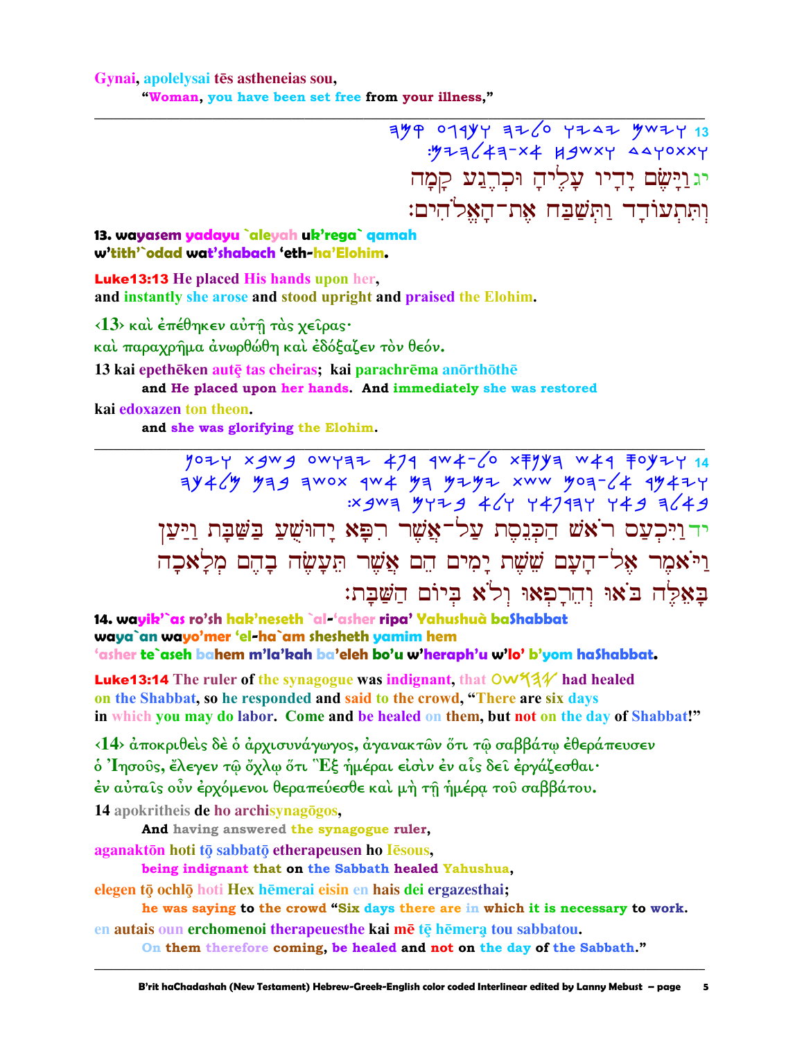Gynai, apolelysai tēs astheneias sou,

"Woman, you have been set free from your illness,"

---

13 ויׂשם ידיו עליה וכרגע קמה ותתעודד ותשבח את־האלהים׃

יג וַיָּשֶׂם יָדָיו עָלֶיהָ וּכְרֶגַע קָמָה וְתִתְעוֹדֵד וַתְּשַׁבַּח אֶת־הָאֱלֹהִים׃

**13. wayasem yadayu `aleyah uk'rega` qamah w'tith'`odad wat'shabach 'eth-ha'Elohim.**

**Luke13:13** He placed His hands upon her, and instantly she arose and stood upright and praised the Elohim.

‹13› καὶ ἐπέθηκεν αὐτῇ τὰς χεῖρας· καὶ παραχρῆμα ἀνωρθώθη καὶ ἐδόξαζεν τὸν θεόν.

13 kai epethēken autę tas cheiras; kai parachrēma anōrthōthē

and He placed upon her hands. And immediately she was restored

kai edoxazen ton theon.

and she was glorifying the Elohim.

---

14 ויכעס ראׁש הכנסת על־אׁשר רפא יהוׁשע בׁשבת ויען ויאמר אל־העם ׁשׁשת ימים הם אׁשר תעׂשה בהם מלאכה באלה באו והרפאו ולא ביום הׁשבת׃

יד וַיִּכְעַס רֹאשׁ הַכְּנֶסֶת עַל־אֲשֶׁר רִפָּא יָהוֹשֻׁעַ בַּשַּׁבָּת וַיַּעַן וַיֹּאמֶר אֶל־הָעָם שֵׁשֶׁת יָמִים הֵם אֲשֶׁר תֵּעָשֶׂה בָהֶם מְלָאכָה בָּאֵלֶּה בֹּאוּ וְהֵרָפְאוּ וְלֹא בְּיוֹם הַשַּׁבָּת׃

**14. wayik'`as ro'sh hak'neseth `al-'asher ripa' Yahushuà baShabbat waya`an wayo'mer 'el-ha`am shesheth yamim hem 'asher te`aseh bahem m'la'kah ba'eleh bo'u w'heraph'u w'lo' b'yom haShabbat.**

**Luke13:14** The ruler of the synagogue was indignant, that 𐤏𐤔𐤅𐤄𐤉 had healed on the Shabbat, so he responded and said to the crowd, "There are six days in which you may do labor. Come and be healed on them, but not on the day of Shabbat!"

‹14› ἀποκριθεὶς δὲ ὁ ἀρχισυνάγωγος, ἀγανακτῶν ὅτι τῷ σαββάτῳ ἐθεράπευσεν ὁ Ἰησοῦς, ἔλεγεν τῷ ὄχλῳ ὅτι Ἓξ ἡμέραι εἰσὶν ἐν αἷς δεῖ ἐργάζεσθαι· ἐν αὐταῖς οὖν ἐρχόμενοι θεραπεύεσθε καὶ μὴ τῇ ἡμέρᾳ τοῦ σαββάτου.

14 apokritheis de ho archisynagōgos,

And having answered the synagogue ruler,

aganaktōn hoti tō sabbatō etherapeusen ho Iēsous,

being indignant that on the Sabbath healed Yahushua,

elegen tō ochlō hoti Hex hēmerai eisin en hais dei ergazesthai;

he was saying to the crowd "Six days there are in which it is necessary to work.

en autais oun erchomenoi therapeuesthe kai mē tę hēmerą tou sabbatou.

On them therefore coming, be healed and not on the day of the Sabbath."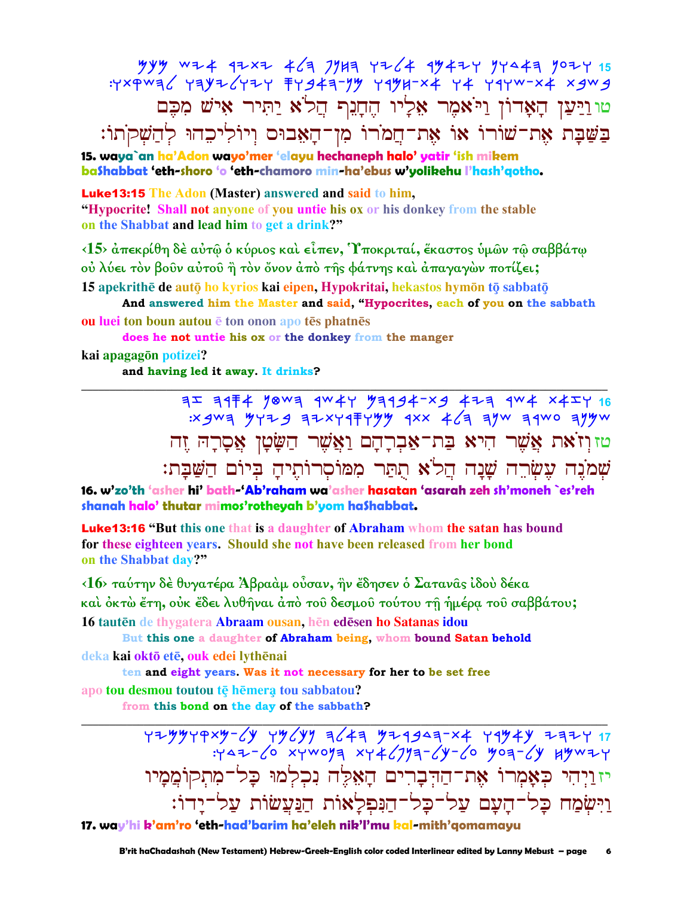15 ויען האדון ויאמר אליו החנף הלא יתיר איש מכם בשבת את־שורו או את־חמורו מן־האבוס ויוליכהו להשקתו׃

טו וַיַּעַן הָאָדוֹן וַיֹּאמֶר אֵלָיו הֶחָנֵף הֲלֹא יַתִּיר אִישׁ מִכֶּם בַּשַּׁבָּת אֶת־שׁוֹרוֹ אוֹ אֶת־חֲמוֹרוֹ מִן־הָאֵבוּס וְיוֹלִיכֵהוּ לְהַשְׁקֹתוֹ׃

**15. waya`an ha'Adon wayo'mer 'elayu hechaneph halo' yatir 'ish mikem baShabbat 'eth-shoro 'o 'eth-chamoro min-ha'ebus w'yolikehu l'hash'qotho.**

**Luke13:15** The Adon (Master) answered and said to him, "Hypocrite! Shall not anyone of you untie his ox or his donkey from the stable on the Shabbat and lead him to get a drink?"

‹15› ἀπεκρίθη δὲ αὐτῷ ὁ κύριος καὶ εἶπεν, Ὑποκριταί, ἕκαστος ὑμῶν τῷ σαββάτῳ οὐ λύει τὸν βοῦν αὐτοῦ ἢ τὸν ὄνον ἀπὸ τῆς φάτνης καὶ ἀπαγαγὼν ποτίζει;

**15 apekrithē de autō ho kyrios kai eipen, Hypokritai, hekastos hymōn tō sabbatō**
**And answered him the Master and said, "Hypocrites, each of you on the sabbath**

**ou luei ton boun autou ē ton onon apo tēs phatnēs**
**does he not untie his ox or the donkey from the manger**

**kai apagagōn potizei?**
**and having led it away. It drinks?**

---

16 וזאת אשר היא בת־אברהם ואשר השטן אסרה זה שמנה עשרה שנה הלא תתר ממוסרותיה ביום השבת׃

טז וְזֹאת אֲשֶׁר הִיא בַּת־אַבְרָהָם וַאֲשֶׁר הַשָּׂטָן אֲסָרָהּ זֶה שְׁמֹנֶה עֶשְׂרֵה שָׁנָה הֲלֹא תֻתַּר מִמּוֹסְרוֹתֶיהָ בְּיוֹם הַשַּׁבָּת׃

**16. w'zo'th 'asher hi' bath-'Ab'raham wa'asher hasatan 'asarah zeh sh'moneh `es'reh shanah halo' thutar mimos'rotheyah b'yom haShabbat.**

**Luke13:16** "But this one that is a daughter of Abraham whom the satan has bound for these eighteen years. Should she not have been released from her bond on the Shabbat day?"

‹16› ταύτην δὲ θυγατέρα Ἀβραὰμ οὖσαν, ἣν ἔδησεν ὁ Σατανᾶς ἰδοὺ δέκα καὶ ὀκτὼ ἔτη, οὐκ ἔδει λυθῆναι ἀπὸ τοῦ δεσμοῦ τούτου τῇ ἡμέρᾳ τοῦ σαββάτου;

**16 tautēn de thygatera Abraam ousan, hēn edēsen ho Satanas idou**
**But this one a daughter of Abraham being, whom bound Satan behold**

**deka kai oktō etē, ouk edei lythēnai**
**ten and eight years. Was it not necessary for her to be set free**

**apo tou desmou toutou tē hēmera tou sabbatou?**
**from this bond on the day of the sabbath?**

---

17 ויהי כאמרו את־הדברים האלה נכלמו כל־מתקוממיו וישמח כל־העם על־כל־הנפלאות הנעשות על־ידו׃

יז וַיְהִי כְּאָמְרוֹ אֶת־הַדְּבָרִים הָאֵלֶּה נִכְלְמוּ כָּל־מִתְקוֹמְמָיו וַיִּשְׂמַח כָּל־הָעָם עַל־כָּל־הַנִּפְלָאוֹת הַנַּעֲשׂוֹת עַל־יָדוֹ׃

**17. way'hi k'am'ro 'eth-had'barim ha'eleh nik'l'mu kal-mith'qomamayu**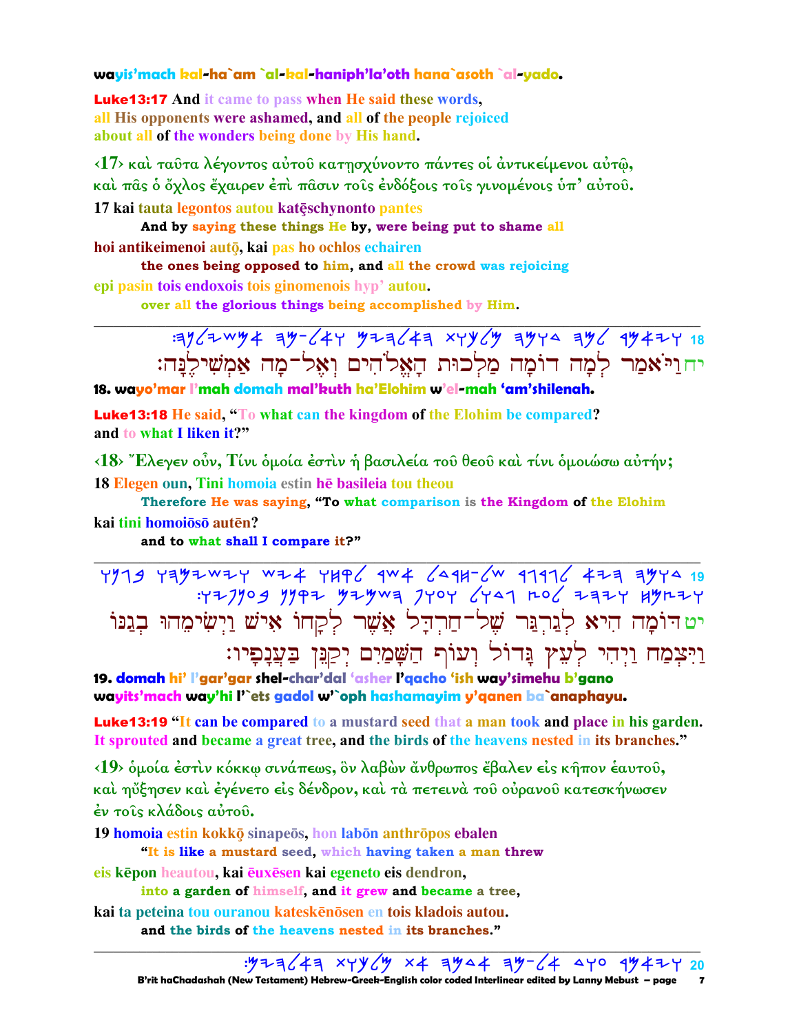wayis'mach kal-ha`am `al-kal-haniph'la'oth hana`asoth `al-yado.

**Luke13:17** And it came to pass when He said these words, all His opponents were ashamed, and all of the people rejoiced about all of the wonders being done by His hand.

‹17› καὶ ταῦτα λέγοντος αὐτοῦ κατῃσχύνοντο πάντες οἱ ἀντικείμενοι αὐτῷ, καὶ πᾶς ὁ ὄχλος ἔχαιρεν ἐπὶ πᾶσιν τοῖς ἐνδόξοις τοῖς γινομένοις ὑπ' αὐτοῦ.

17 kai tauta legontos autou katēschynonto pantes
And by saying these things He by, were being put to shame all
hoi antikeimenoi autō, kai pas ho ochlos echairen
the ones being opposed to him, and all the crowd was rejoicing
epi pasin tois endoxois tois ginomenois hyp' autou.
over all the glorious things being accomplished by Him.

---

18 :ויאמר למה דומה מלכות האלהים ואל-מה אמשילנה

יח וַיֹּאמַר לָמָה דוֹמָה מַלְכוּת הָאֱלֹהִים וְאֶל-מָה אַמְשִׁילֶנָּה:

**18. wayo'mar l'mah domah mal'kuth ha'Elohim w'el-mah 'am'shilenah.**

**Luke13:18** He said, "To what can the kingdom of the Elohim be compared? and to what I liken it?"

‹18› Ἔλεγεν οὖν, Τίνι ὁμοία ἐστὶν ἡ βασιλεία τοῦ θεοῦ καὶ τίνι ὁμοιώσω αὐτήν;

18 Elegen oun, Tini homoia estin hē basileia tou theou
Therefore He was saying, "To what comparison is the Kingdom of the Elohim
kai tini homoiōsō autēn?
and to what shall I compare it?"

---

19 דומה היא לגרגר של-חרדל אשר לקחו איש וישימהו בגנו ויצמח ויהי לעץ גדול ועוף השמים יקנן בענפיו:

יט דוֹמָה הִיא לְגַרְגַּר שֶׁל-חַרְדָּל אֲשֶׁר לְקָחוֹ אִישׁ וַיְשִׂימֵהוּ בְּגַנּוֹ וַיִּצְמַח וַיְהִי לְעֵץ גָּדוֹל וְעוֹף הַשָּׁמַיִם יְקַנֵּן בַּעֲנָפָיו:

**19. domah hi' l'gar'gar shel-char'dal 'asher l'qacho 'ish way'simehu b'gano wayits'mach way'hi l'`ets gadol w'`oph hashamayim y'qanen ba`anaphayu.**

**Luke13:19** "It can be compared to a mustard seed that a man took and place in his garden. It sprouted and became a great tree, and the birds of the heavens nested in its branches."

‹19› ὁμοία ἐστὶν κόκκῳ σινάπεως, ὃν λαβὼν ἄνθρωπος ἔβαλεν εἰς κῆπον ἑαυτοῦ, καὶ ηὔξησεν καὶ ἐγένετο εἰς δένδρον, καὶ τὰ πετεινὰ τοῦ οὐρανοῦ κατεσκήνωσεν ἐν τοῖς κλάδοις αὐτοῦ.

19 homoia estin kokkō sinapeōs, hon labōn anthrōpos ebalen
"It is like a mustard seed, which having taken a man threw
eis kēpon heautou, kai ēuxēsen kai egeneto eis dendron,
into a garden of himself, and it grew and became a tree,
kai ta peteina tou ouranou kateskēnōsen en tois kladois autou.
and the birds of the heavens nested in its branches."

---

20 :ויאמר עוד אל-מה אדמה את מלכות האלהים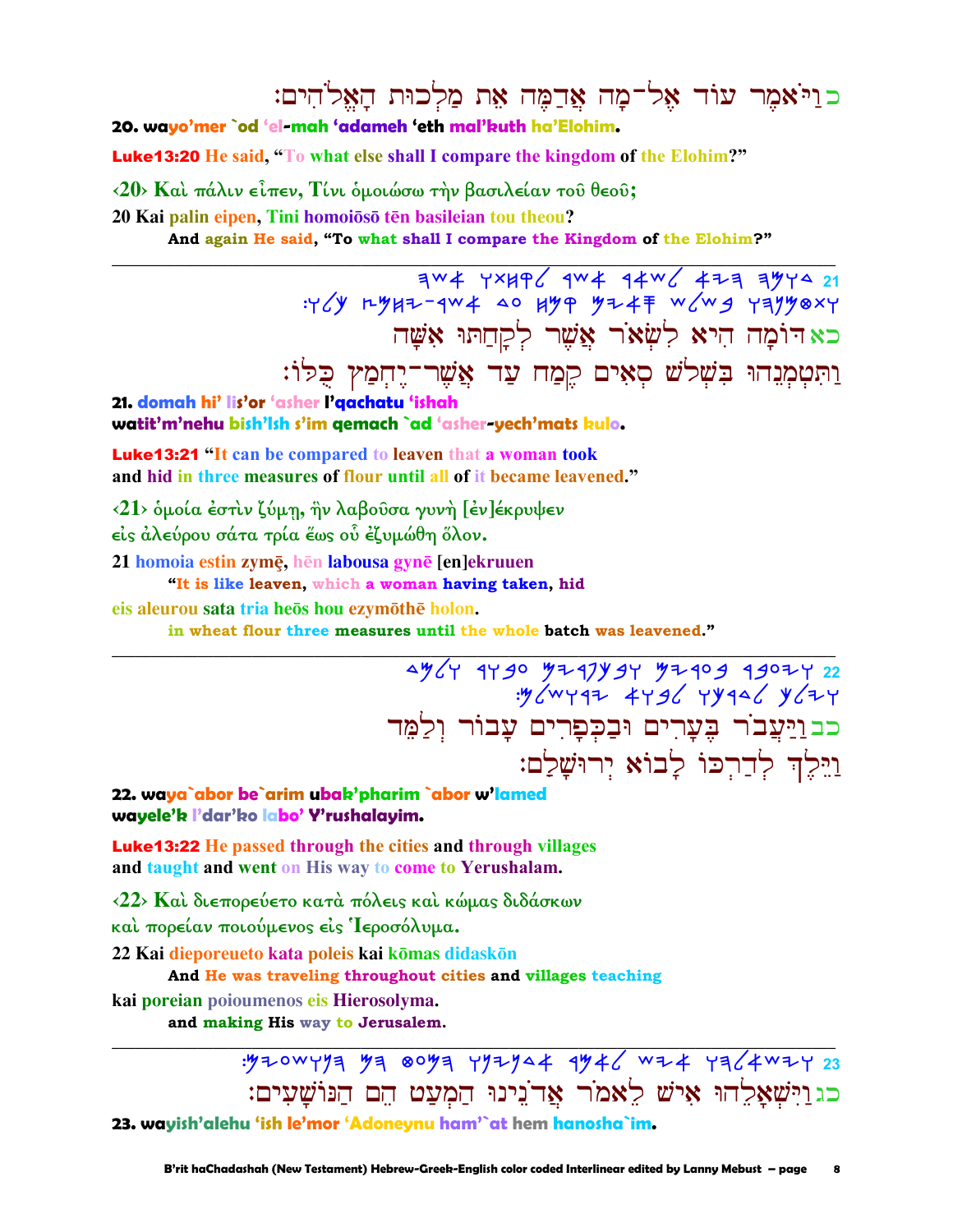כוַיֹּאמֶר עוֹד אֶל־מָה אֲדַמֶּה אֶת מַלְכוּת הָאֱלֹהִים׃

**20. wayo'mer `od 'el-mah 'adameh 'eth mal'kuth ha'Elohim.**

**Luke13:20 He said, "To what else shall I compare the kingdom of the Elohim?"**

**‹20› Καὶ πάλιν εἶπεν, Τίνι ὁμοιώσω τὴν βασιλείαν τοῦ θεοῦ;**

**20 Kai palin eipen, Tini homoiōsō tēn basileian tou theou?**

**And again He said, "To what shall I compare the Kingdom of the Elohim?"**

---

כאדוֹמָה הִיא לִשְׂאֹר אֲשֶׁר לְקָחַתּוּ אִשָּׁה
וַתִּטְמְנֵהוּ בִּשְׁלֹשׁ סְאִים קֶמַח עַד אֲשֶׁר־יֶחְמַץ כֻּלּוֹ׃

**21. domah hi' lis'or 'asher l'qachatu 'ishah**
**watit'm'nehu bish'lsh s'im qemach `ad 'asher-yech'mats kulo.**

**Luke13:21 "It can be compared to leaven that a woman took and hid in three measures of flour until all of it became leavened."**

**‹21› ὁμοία ἐστὶν ζύμῃ, ἣν λαβοῦσα γυνὴ [ἐν]έκρυψεν εἰς ἀλεύρου σάτα τρία ἕως οὗ ἐζυμώθη ὅλον.**

**21 homoia estin zymē, hēn labousa gynē [en]ekruuen**
**"It is like leaven, which a woman having taken, hid**

**eis aleurou sata tria heōs hou ezymōthē holon.**
**in wheat flour three measures until the whole batch was leavened."**

---

כבוַיַּעֲבֹר בֶּעָרִים וּבַכְּפָרִים עָבוֹר וְלַמֵּד
וַיֵּלֶךְ לְדַרְכּוֹ לָבוֹא יְרוּשָׁלַםִ׃

**22. waya`abor be`arim ubak'pharim `abor w'lamed**
**wayele'k l'dar'ko labo' Y'rushalayim.**

**Luke13:22 He passed through the cities and through villages and taught and went on His way to come to Yerushalam.**

**‹22› Καὶ διεπορεύετο κατὰ πόλεις καὶ κώμας διδάσκων καὶ πορείαν ποιούμενος εἰς Ἱεροσόλυμα.**

**22 Kai dieporeueto kata poleis kai kōmas didaskōn**
**And He was traveling throughout cities and villages teaching**

**kai poreian poioumenos eis Hierosolyma.**
**and making His way to Jerusalem.**

---

כגוַיִּשְׁאָלֵהוּ אִישׁ לֵאמֹר אֲדֹנֵינוּ הַמְעַט הֵם הַנּוֹשָׁעִים׃

**23. wayish'alehu 'ish le'mor 'Adoneynu ham'`at hem hanosha`im.**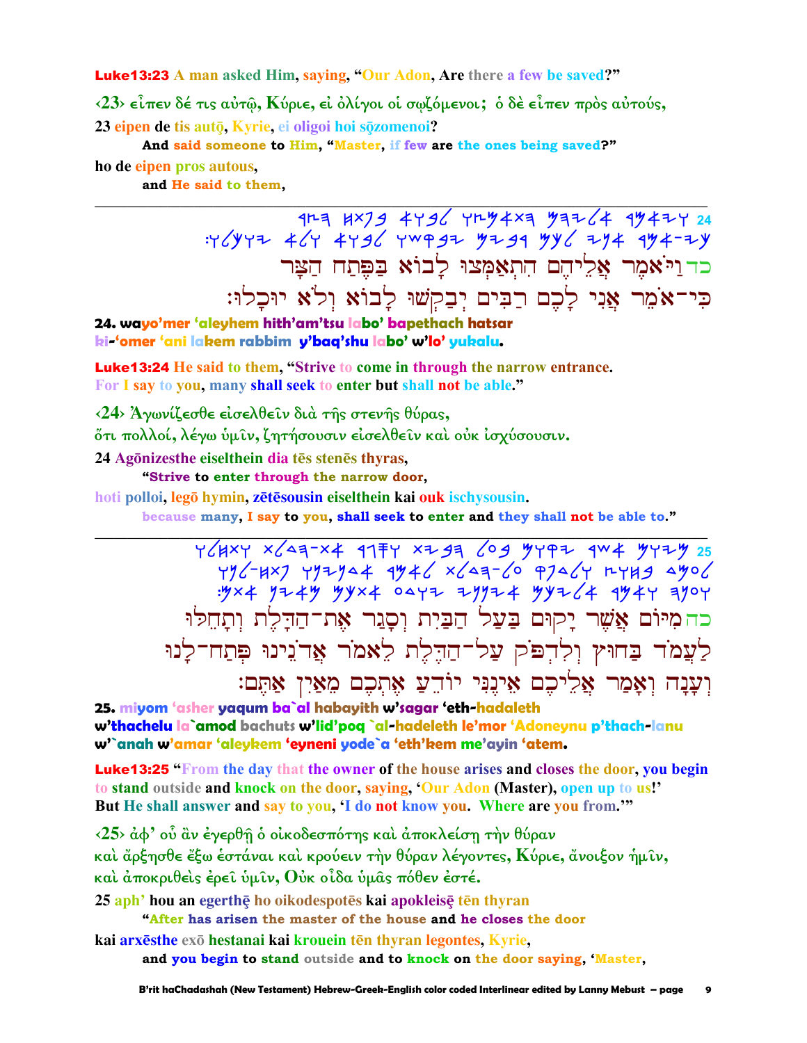**Luke13:23** A man asked Him, saying, "Our Adon, Are there a few be saved?"

‹23› εἶπεν δέ τις αὐτῷ, Κύριε, εἰ ὀλίγοι οἱ σῳζόμενοι; ὁ δὲ εἶπεν πρὸς αὐτούς,

**23 eipen de tis autō, Kyrie, ei oligoi hoi sōzomenoi?**

**And said someone to Him, "Master, if few are the ones being saved?"**

**ho de eipen pros autous,**

**and He said to them,**

---

כד וַיֹּאמֶר אֲלֵיהֶם הִתְאַמְּצוּ לָבוֹא בַּפֶּתַח הַצָּר
כִּי־אֹמֵר אֲנִי לָכֶם רַבִּים יְבַקְשׁוּ לָבוֹא וְלֹא יוּכָלוּ׃

**24. wayo'mer 'aleyhem hith'am'tsu labo' bapethach hatsar ki-'omer 'ani lakem rabbim y'baq'shu labo' w'lo' yukalu.**

**Luke13:24** He said to them, "Strive to come in through the narrow entrance. For I say to you, many shall seek to enter but shall not be able."

‹24› Ἀγωνίζεσθε εἰσελθεῖν διὰ τῆς στενῆς θύρας,
ὅτι πολλοί, λέγω ὑμῖν, ζητήσουσιν εἰσελθεῖν καὶ οὐκ ἰσχύσουσιν.

**24 Agōnizesthe eiselthein dia tēs stenēs thyras,**

**"Strive to enter through the narrow door,**

**hoti polloi, legō hymin, zētēsousin eiselthein kai ouk ischysousin.**

**because many, I say to you, shall seek to enter and they shall not be able to."**

---

כה מִיּוֹם אֲשֶׁר יָקוּם בַּעַל הַבַּיִת וְסָגַר אֶת־הַדֶּלֶת וְתָחֵלּוּ
לַעֲמֹד בַּחוּץ וְלִדְפֹּק עַל־הַדֶּלֶת לֵאמֹר אֲדֹנֵינוּ פְּתַח־לָנוּ
וְעָנָה וְאָמַר אֲלֵיכֶם אֵינֶנִּי יוֹדֵעַ אֶתְכֶם מֵאַיִן אַתֶּם׃

**25. miyom 'asher yaqum ba`al habayith w'sagar 'eth-hadaleth w'thachelu la`amod bachuts w'lid'poq `al-hadeleth le'mor 'Adoneynu p'thach-lanu w'`anah w'amar 'aleykem 'eyneni yode`a 'eth'kem me'ayin 'atem.**

**Luke13:25** "From the day that the owner of the house arises and closes the door, you begin to stand outside and knock on the door, saying, 'Our Adon (Master), open up to us!' But He shall answer and say to you, 'I do not know you. Where are you from.'"

‹25› ἀφ' οὗ ἂν ἐγερθῇ ὁ οἰκοδεσπότης καὶ ἀποκλείσῃ τὴν θύραν
καὶ ἄρξησθε ἔξω ἑστάναι καὶ κρούειν τὴν θύραν λέγοντες, Κύριε, ἄνοιξον ἡμῖν,
καὶ ἀποκριθεὶς ἐρεῖ ὑμῖν, Οὐκ οἶδα ὑμᾶς πόθεν ἐστέ.

**25 aph' hou an egerthē ho oikodespotēs kai apokleisē tēn thyran**

**"After has arisen the master of the house and he closes the door**

**kai arxēsthe exō hestanai kai krouein tēn thyran legontes, Kyrie,**

**and you begin to stand outside and to knock on the door saying, 'Master,**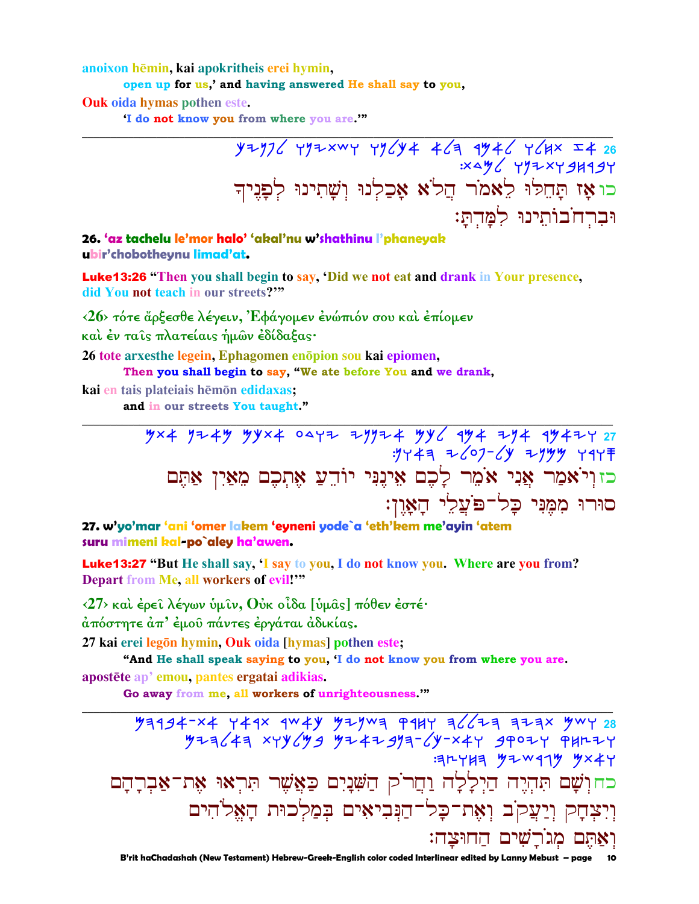anoixon hēmin, kai apokritheis erei hymin,

open up for us,' and having answered He shall say to you,

Ouk oida hymas pothen este.

'I do not know you from where you are.'"

---

26 אז תחלו לאמר הלא אכלנו ושתינו לפניך וברחבותינו למדת׃

כו אָז תָּחֵלּוּ לֵאמֹר הֲלֹא אָכַלְנוּ וְשָׁתִינוּ לְפָנֶיךָ וּבִרְחֹבוֹתֵינוּ לִמַּדְתָּ׃

**26. 'az tachelu le'mor halo' 'akal'nu w'shathinu l'phaneyak ubir'chobotheynu limad'at.**

**Luke13:26 "Then you shall begin to say, 'Did we not eat and drank in Your presence, did You not teach in our streets?'"**

‹26› τότε ἄρξεσθε λέγειν, Ἐφάγομεν ἐνώπιόν σου καὶ ἐπίομεν καὶ ἐν ταῖς πλατείαις ἡμῶν ἐδίδαξας·

26 tote arxesthe legein, Ephagomen enōpion sou kai epiomen,

Then you shall begin to say, "We ate before You and we drank,

kai en tais plateiais hēmōn edidaxas;

and in our streets You taught."

---

27 ויאמר אני אמר לכם אינני יודע אתכם מאין אתם סורו ממני כל־פעלי האון׃

כז וְיֹאמַר אֲנִי אֹמֵר לָכֶם אֵינֶנִּי יוֹדֵעַ אֶתְכֶם מֵאַיִן אַתֶּם סוּרוּ מִמֶּנִּי כָּל־פֹּעֲלֵי הָאָוֶן׃

**27. w'yo'mar 'ani 'omer lakem 'eyneni yode`a 'eth'kem me'ayin 'atem suru mimeni kal-po`aley ha'awen.**

**Luke13:27 "But He shall say, 'I say to you, I do not know you. Where are you from? Depart from Me, all workers of evil!'"**

‹27› καὶ ἐρεῖ λέγων ὑμῖν, Οὐκ οἶδα [ὑμᾶς] πόθεν ἐστέ· ἀπόστητε ἀπ' ἐμοῦ πάντες ἐργάται ἀδικίας.

27 kai erei legōn hymin, Ouk oida [hymas] pothen este;

"And He shall speak saying to you, 'I do not know you from where you are.

apostēte ap' emou, pantes ergatai adikias.

Go away from me, all workers of unrighteousness.'"

---

28 ושם תהיה היללה וחרק השנים כאשר תראו את־אברהם ויצחק ויעקב ואת־כל־הנביאים במלכות האלהים ואתם מגרשים החוצה׃

כח וְשָׁם תִּהְיֶה הַיְלָלָה וַחֲרֹק הַשִּׁנָּיִם כַּאֲשֶׁר תִּרְאוּ אֶת־אַבְרָהָם וְיִצְחָק וְיַעֲקֹב וְאֶת־כָּל־הַנְּבִיאִים בְּמַלְכוּת הָאֱלֹהִים וְאַתֶּם מְגֹרָשִׁים הַחוּצָה׃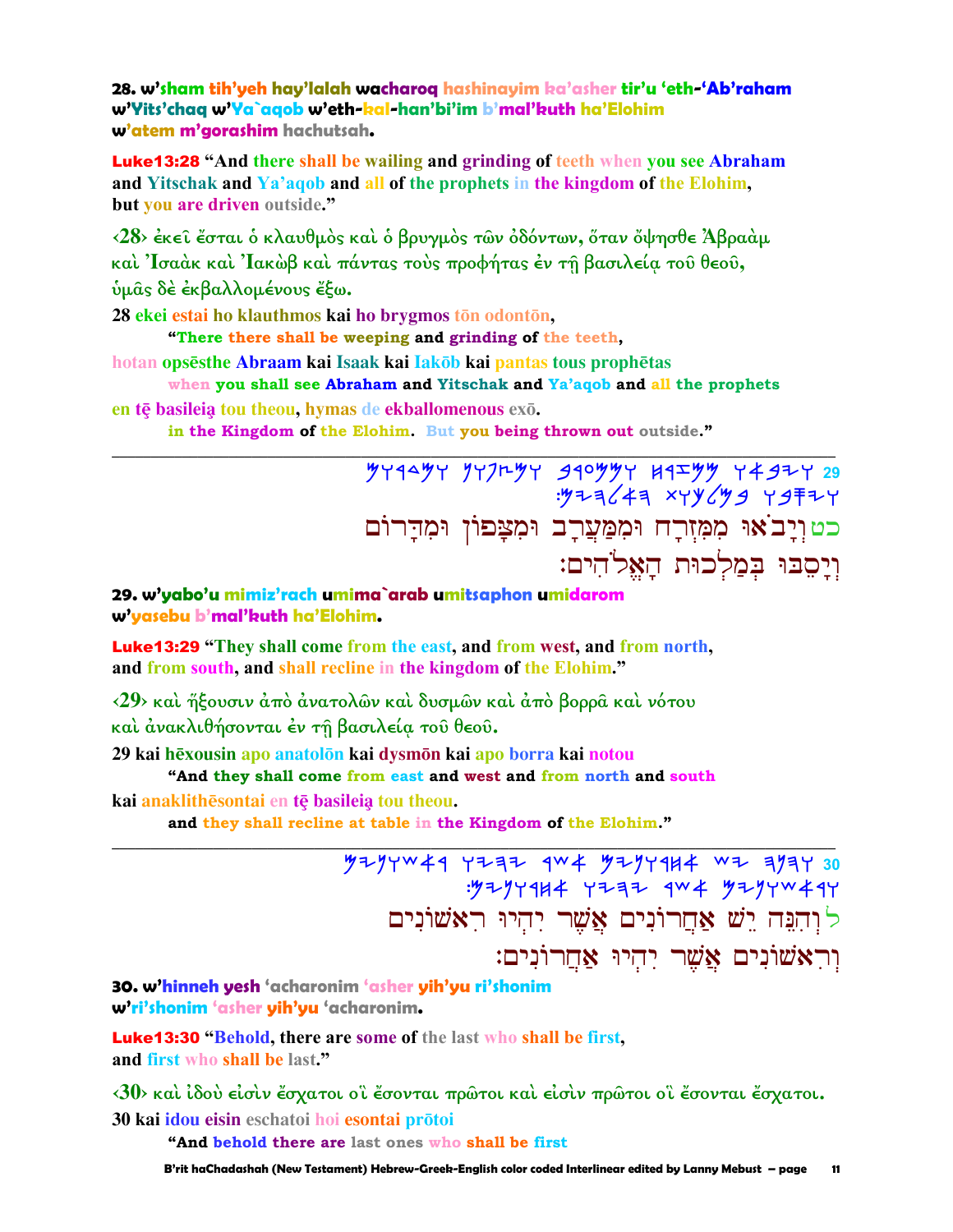**28. w'sham tih'yeh hay'lalah wacharoq hashinayim ka'asher tir'u 'eth-'Ab'raham w'Yits'chaq w'Ya`aqob w'eth-kal-han'bi'im b'mal'kuth ha'Elohim w'atem m'gorashim hachutsah.**

**Luke13:28** "And there shall be wailing and grinding of teeth when you see Abraham and Yitschak and Ya'aqob and all of the prophets in the kingdom of the Elohim, but you are driven outside."

‹28› ἐκεῖ ἔσται ὁ κλαυθμὸς καὶ ὁ βρυγμὸς τῶν ὀδόντων, ὅταν ὄψησθε Ἀβραὰμ καὶ Ἰσαὰκ καὶ Ἰακὼβ καὶ πάντας τοὺς προφήτας ἐν τῇ βασιλείᾳ τοῦ θεοῦ, ὑμᾶς δὲ ἐκβαλλομένους ἔξω.

28 ekei estai ho klauthmos kai ho brygmos tōn odontōn,
"There there shall be weeping and grinding of the teeth,
hotan opsēsthe Abraam kai Isaak kai Iakōb kai pantas tous prophētas
when you shall see Abraham and Yitschak and Ya'aqob and all the prophets
en tē basileia tou theou, hymas de ekballomenous exō.
in the Kingdom of the Elohim. But you being thrown out outside."

---

29 כט וְיָבֹאוּ מִמִּזְרָח וּמִמַּעֲרָב וּמִצָּפוֹן וּמִדָּרוֹם וְיָסֵבּוּ בְּמַלְכוּת הָאֱלֹהִים׃

**29. w'yabo'u mimiz'rach umima`arab umitsaphon umidarom w'yasebu b'mal'kuth ha'Elohim.**

**Luke13:29** "They shall come from the east, and from west, and from north, and from south, and shall recline in the kingdom of the Elohim."

‹29› καὶ ἥξουσιν ἀπὸ ἀνατολῶν καὶ δυσμῶν καὶ ἀπὸ βορρᾶ καὶ νότου καὶ ἀνακλιθήσονται ἐν τῇ βασιλείᾳ τοῦ θεοῦ.

29 kai hēxousin apo anatolōn kai dysmōn kai apo borra kai notou
"And they shall come from east and west and from north and south
kai anaklithēsontai en tē basileia tou theou.
and they shall recline at table in the Kingdom of the Elohim."

---

30 ל וְהִנֵּה יֵשׁ אַחֲרוֹנִים אֲשֶׁר יִהְיוּ רִאשֹׁנִים וְרִאשֹׁנִים אֲשֶׁר יִהְיוּ אַחֲרוֹנִים׃

**30. w'hinneh yesh 'acharonim 'asher yih'yu ri'shonim w'ri'shonim 'asher yih'yu 'acharonim.**

**Luke13:30** "Behold, there are some of the last who shall be first, and first who shall be last."

‹30› καὶ ἰδοὺ εἰσὶν ἔσχατοι οἳ ἔσονται πρῶτοι καὶ εἰσὶν πρῶτοι οἳ ἔσονται ἔσχατοι.

30 kai idou eisin eschatoi hoi esontai prōtoi
"And behold there are last ones who shall be first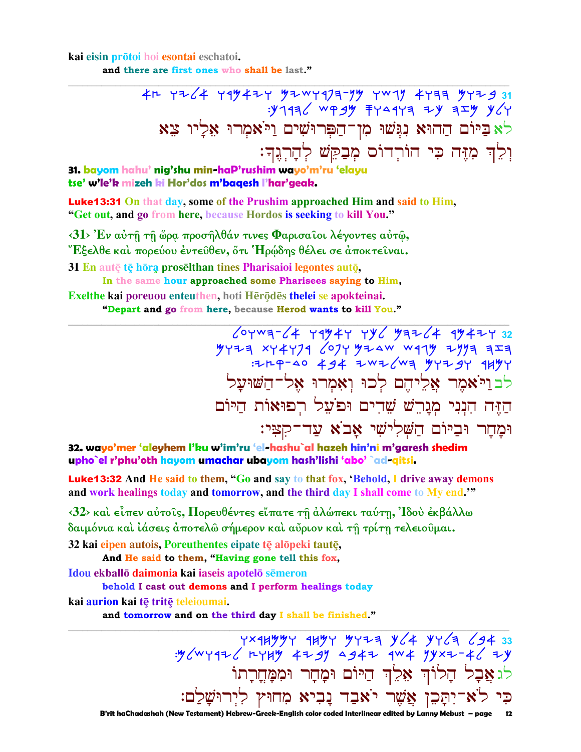kai eisin prōtoi hoi esontai eschatoi.

and there are first ones who shall be last."

---

31 לא בַּיּוֹם הַהוּא נִגְּשׁוּ מִן־הַפְּרוּשִׁים וַיֹּאמְרוּ אֵלָיו צֵא וְלֵךְ מִזֶּה כִּי הוֹרְדוֹס מְבַקֵּשׁ לְהָרְגֶךָ׃

**31. bayom hahu' nig'shu min-haP'rushim wayo'm'ru 'elayu tse' w'le'k mizeh ki Hor'dos m'baqesh l'har'geak.**

**Luke13:31 On that day, some of the Prushim approached Him and said to Him, "Get out, and go from here, because Hordos is seeking to kill You."**

‹31› Ἐν αὐτῇ τῇ ὥρᾳ προσῆλθάν τινες Φαρισαῖοι λέγοντες αὐτῷ, Ἔξελθε καὶ πορεύου ἐντεῦθεν, ὅτι Ἡρῴδης θέλει σε ἀποκτεῖναι.

31 En autē tē hōra̧ prosēlthan tines Pharisaioi legontes autō̧,

In the same hour approached some Pharisees saying to Him,

Exelthe kai poreuou enteuthen, hoti Hērōdēs thelei se apokteinai.

"Depart and go from here, because Herod wants to kill You."

---

32 לב וַיֹּאמֶר אֲלֵיהֶם לְכוּ וְאִמְרוּ אֶל־הַשּׁוּעָל הַזֶּה הִנְנִי מְגָרֵשׁ שֵׁדִים וּפֹעֵל רְפוּאוֹת הַיּוֹם וּמָחָר וּבַיּוֹם הַשְּׁלִישִׁי אָבֹא עַד־קִצִּי׃

**32. wayo'mer 'aleyhem l'ku w'im'ru 'el-hashu`al hazeh hin'ni m'garesh shedim upho`el r'phu'oth hayom umachar ubayom hash'lishi 'abo' `ad-qitsi.**

**Luke13:32 And He said to them, "Go and say to that fox, 'Behold, I drive away demons and work healings today and tomorrow, and the third day I shall come to My end.'"**

‹32› καὶ εἶπεν αὐτοῖς, Πορευθέντες εἴπατε τῇ ἀλώπεκι ταύτῃ, Ἰδοὺ ἐκβάλλω δαιμόνια καὶ ἰάσεις ἀποτελῶ σήμερον καὶ αὔριον καὶ τῇ τρίτῃ τελειοῦμαι.

32 kai eipen autois, Poreuthentes eipate tē alōpeki tautē,

And He said to them, "Having gone tell this fox,

Idou ekballō daimonia kai iaseis apotelō sēmeron

behold I cast out demons and I perform healings today

kai aurion kai tē tritē teleioumai.

and tomorrow and on the third day I shall be finished."

---

33 לג אֲבָל הָלוֹךְ אֵלֵךְ הַיּוֹם וּמָחָר וּמִמָּחֳרָתוֹ כִּי לֹא־יִתָּכֵן אֲשֶׁר יֹאבַד נָבִיא מִחוּץ לִירוּשָׁלָם׃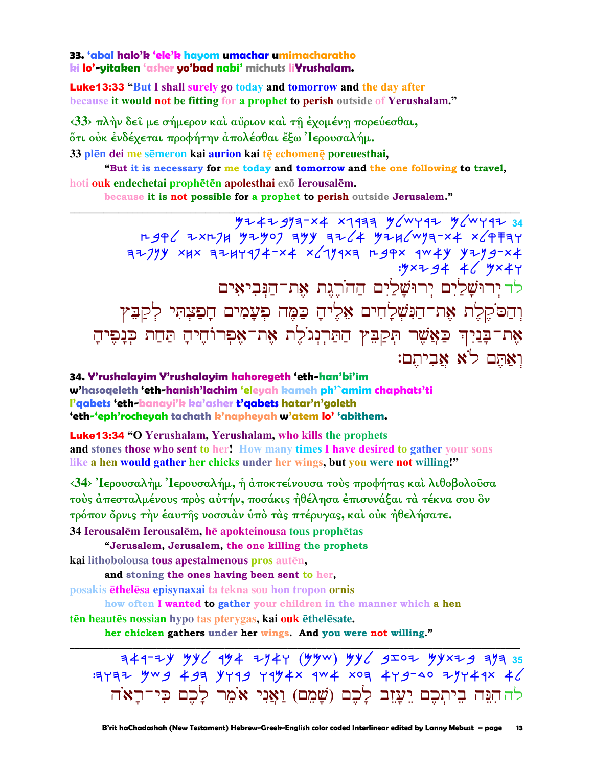**33. 'abal halo'k 'ele'k hayom umachar umimacharatho ki lo'-yitaken 'asher yo'bad nabi' michuts liYrushalam.**

**Luke13:33** "But I shall surely go today and tomorrow and the day after because it would not be fitting for a prophet to perish outside of Yerushalam."

‹33› πλὴν δεῖ με σήμερον καὶ αὔριον καὶ τῇ ἐχομένῃ πορεύεσθαι, ὅτι οὐκ ἐνδέχεται προφήτην ἀπολέσθαι ἔξω Ἰερουσαλήμ.

33 plēn dei me sēmeron kai aurion kai tē echomenē poreuesthai,

"But it is necessary for me today and tomorrow and the one following to travel,

hoti ouk endechetai prophētēn apolesthai exō Ierousalēm.

because it is not possible for a prophet to perish outside Jerusalem."

---

34 ירושלים ירושלים ההרגת את-הנביאים והסקלת את-השלחים אליה כמה פעמים חפצתי לקבץ את-בניך כאשר תקבץ התרנגלת את-אפרחיה תחת כנפיה ואתם לא אביתם:

לד יְרוּשָׁלַיִם יְרוּשָׁלַיִם הַהֹרֶגֶת אֶת־הַנְּבִיאִים וְהַסֹּקֶלֶת אֶת־הַנִּשְׁלָחִים אֵלֶיהָ כַּמֶּה פְעָמִים חָפַצְתִּי לְקַבֵּץ אֶת־בָּנַיִךְ כַּאֲשֶׁר תְּקַבֵּץ הַתַּרְנְגֹלֶת אֶת־אֶפְרוֹחֶיהָ תַּחַת כְּנָפֶיהָ וְאַתֶּם לֹא אֲבִיתֶם:

**34. Y'rushalayim Y'rushalayim hahoregeth 'eth-han'bi'im w'hasoqeleth 'eth-hanish'lachim 'eleyah kameh ph'`amim chaphats'ti l'qabets 'eth-banayi'k ka'asher t'qabets hatar'n'goleth 'eth-'eph'rocheyah tachath k'napheyah w'atem lo' 'abithem.**

**Luke13:34** "O Yerushalam, Yerushalam, who kills the prophets and stones those who sent to her! How many times I have desired to gather your sons like a hen would gather her chicks under her wings, but you were not willing!"

‹34› Ἰερουσαλὴμ Ἰερουσαλήμ, ἡ ἀποκτείνουσα τοὺς προφήτας καὶ λιθοβολοῦσα τοὺς ἀπεσταλμένους πρὸς αὐτήν, ποσάκις ἠθέλησα ἐπισυνάξαι τὰ τέκνα σου ὃν τρόπον ὄρνις τὴν ἑαυτῆς νοσσιὰν ὑπὸ τὰς πτέρυγας, καὶ οὐκ ἠθελήσατε.

34 Ierousalēm Ierousalēm, hē apokteinousa tous prophētas

"Jerusalem, Jerusalem, the one killing the prophets

kai lithobolousa tous apestalmenous pros autēn,

and stoning the ones having been sent to her,

posakis ēthelēsa episynaxai ta tekna sou hon tropon ornis

how often I wanted to gather your children in the manner which a hen

tēn heautēs nossian hypo tas pterygas, kai ouk ēthelēsate.

her chicken gathers under her wings. And you were not willing."

---

35 הנה ביתכם יעזב לכם (שמם) ואני אמר לכם כי-ראה לא תראוני עד-בוא העת אשר תאמרו ברוך הבא בשם יהוה:

לה הִנֵּה בֵּיתְכֶם יֵעָזֵב לָכֶם (שָׁמֵם) וַאֲנִי אֹמֵר לָכֶם כִּי־רָאֹה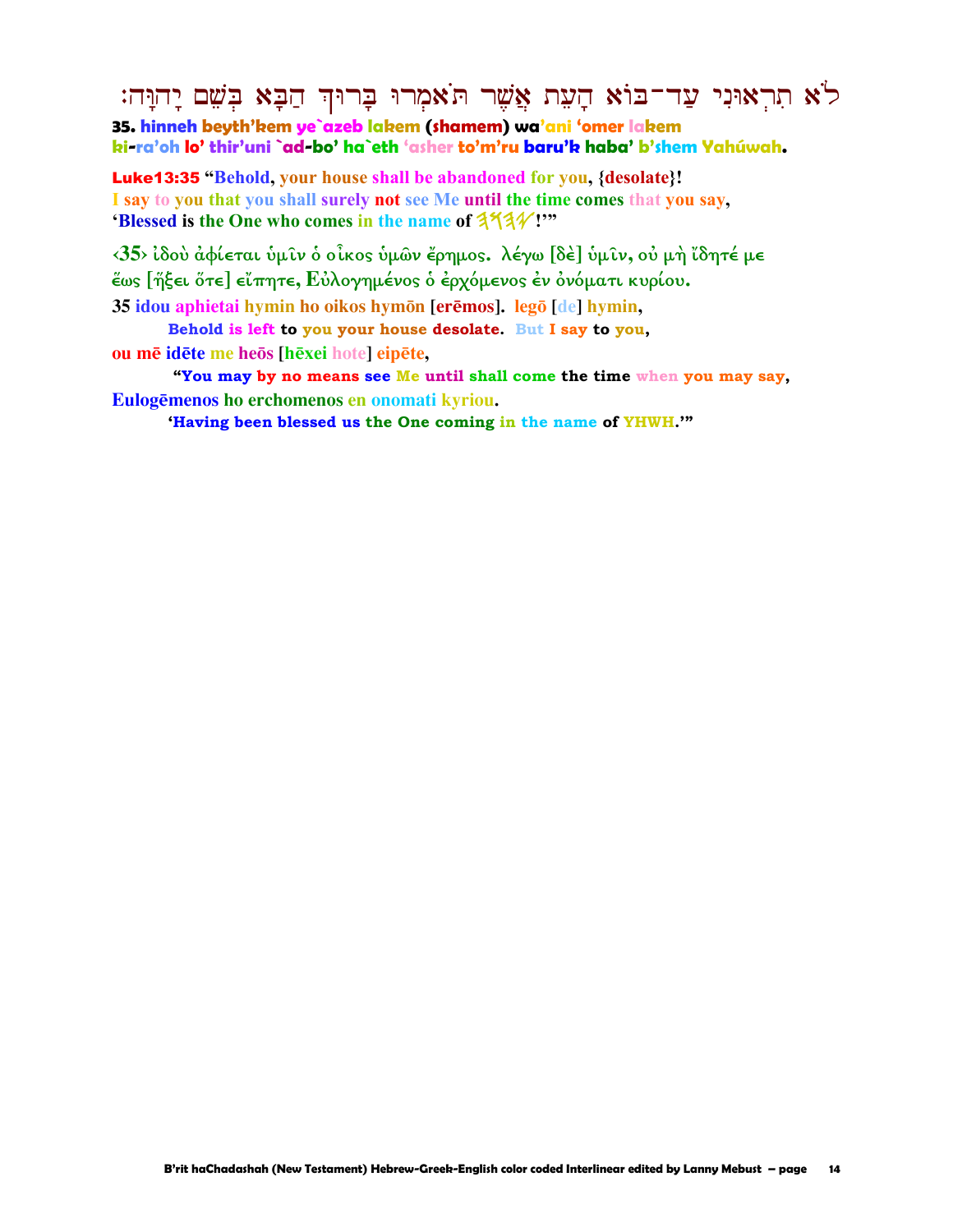לֹא תִרְאוּנִי עַד־בּוֹא הָעֵת אֲשֶׁר תֹּאמְרוּ בָּרוּךְ הַבָּא בְּשֵׁם יָהוָּה׃

**35. hinneh beyth'kem ye`azeb lakem (shamem) wa'ani 'omer lakem ki-ra'oh lo' thir'uni `ad-bo' ha`eth 'asher to'm'ru baru'k haba' b'shem Yahúwah.**

**Luke13:35** "Behold, your house shall be abandoned for you, {desolate}! I say to you that you shall surely not see Me until the time comes that you say, 'Blessed is the One who comes in the name of 𐤉𐤄𐤅𐤄!'"

‹35› ἰδοὺ ἀφίεται ὑμῖν ὁ οἶκος ὑμῶν ἔρημος. λέγω [δὲ] ὑμῖν, οὐ μὴ ἴδητέ με ἕως [ἥξει ὅτε] εἴπητε, Εὐλογημένος ὁ ἐρχόμενος ἐν ὀνόματι κυρίου.

35 idou aphietai hymin ho oikos hymōn [erēmos]. legō [de] hymin,

Behold is left to you your house desolate. But I say to you,

ou mē idēte me heōs [hēxei hote] eipēte,

"You may by no means see Me until shall come the time when you may say,

Eulogēmenos ho erchomenos en onomati kyriou.

'Having been blessed us the One coming in the name of YHWH.'"